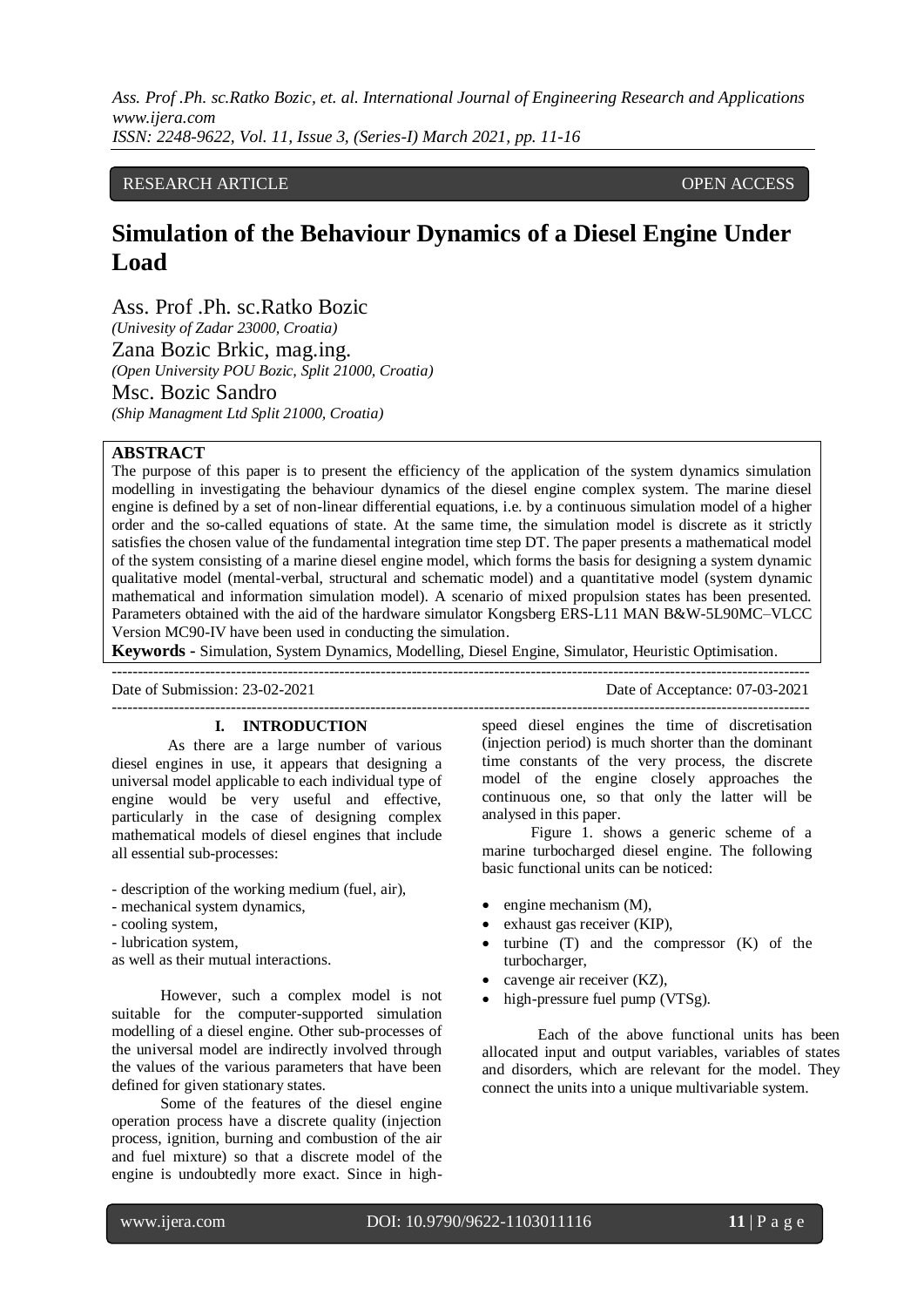RESEARCH ARTICLE OPEN ACCESS

# Simulation of the Behaviour Dynamics of a Diesel Engine Under Load

Ass. Prof .Ph. sc.Ratko Bozic
*(Univesity of Zadar 23000, Croatia)*

Zana Bozic Brkic, mag.ing.
*(Open University POU Bozic, Split 21000, Croatia)*

Msc. Bozic Sandro
*(Ship Managment Ltd Split 21000, Croatia)*

## ABSTRACT

The purpose of this paper is to present the efficiency of the application of the system dynamics simulation modelling in investigating the behaviour dynamics of the diesel engine complex system. The marine diesel engine is defined by a set of non-linear differential equations, i.e. by a continuous simulation model of a higher order and the so-called equations of state. At the same time, the simulation model is discrete as it strictly satisfies the chosen value of the fundamental integration time step DT. The paper presents a mathematical model of the system consisting of a marine diesel engine model, which forms the basis for designing a system dynamic qualitative model (mental-verbal, structural and schematic model) and a quantitative model (system dynamic mathematical and information simulation model). A scenario of mixed propulsion states has been presented. Parameters obtained with the aid of the hardware simulator Kongsberg ERS-L11 MAN B&W-5L90MC–VLCC Version MC90-IV have been used in conducting the simulation.

**Keywords -** Simulation, System Dynamics, Modelling, Diesel Engine, Simulator, Heuristic Optimisation.

Date of Submission: 23-02-2021 Date of Acceptance: 07-03-2021

## I. INTRODUCTION

As there are a large number of various diesel engines in use, it appears that designing a universal model applicable to each individual type of engine would be very useful and effective, particularly in the case of designing complex mathematical models of diesel engines that include all essential sub-processes:

- description of the working medium (fuel, air),
- mechanical system dynamics,
- cooling system,
- lubrication system,

as well as their mutual interactions.

However, such a complex model is not suitable for the computer-supported simulation modelling of a diesel engine. Other sub-processes of the universal model are indirectly involved through the values of the various parameters that have been defined for given stationary states.

Some of the features of the diesel engine operation process have a discrete quality (injection process, ignition, burning and combustion of the air and fuel mixture) so that a discrete model of the engine is undoubtedly more exact. Since in high-speed diesel engines the time of discretisation (injection period) is much shorter than the dominant time constants of the very process, the discrete model of the engine closely approaches the continuous one, so that only the latter will be analysed in this paper.

Figure 1. shows a generic scheme of a marine turbocharged diesel engine. The following basic functional units can be noticed:

- engine mechanism (M),
- exhaust gas receiver (KIP),
- turbine (T) and the compressor (K) of the turbocharger,
- cavenge air receiver (KZ),
- high-pressure fuel pump (VTSg).

Each of the above functional units has been allocated input and output variables, variables of states and disorders, which are relevant for the model. They connect the units into a unique multivariable system.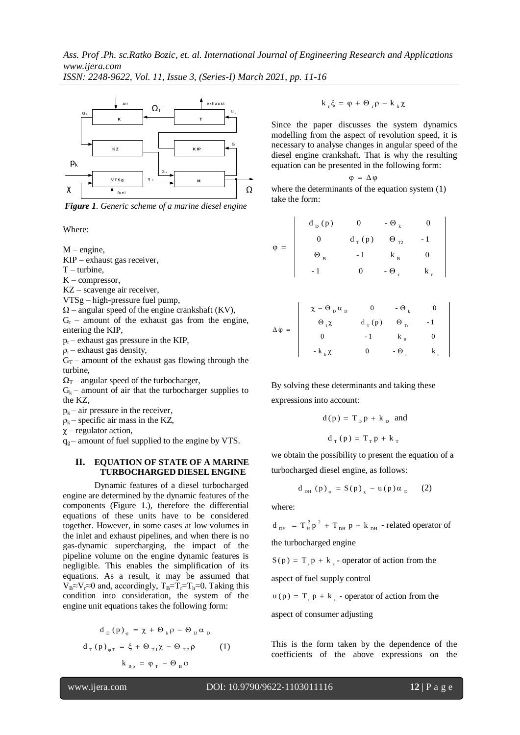*Figure 1. Generic scheme of a marine diesel engine*

Where:

M – engine,
KIP – exhaust gas receiver,
T – turbine,
K – compressor,
KZ – scavenge air receiver,
VTSg – high-pressure fuel pump,
$\Omega$ – angular speed of the engine crankshaft (KV),
$G_r$ – amount of the exhaust gas from the engine, entering the KIP,
$p_r$ – exhaust gas pressure in the KIP,
$\rho_r$ – exhaust gas density,
$G_T$ – amount of the exhaust gas flowing through the turbine,
$\Omega_T$ – angular speed of the turbocharger,
$G_k$ – amount of air that the turbocharger supplies to the KZ,
$p_k$ – air pressure in the receiver,
$\rho_k$ – specific air mass in the KZ,
$\chi$ – regulator action,
$q_g$ – amount of fuel supplied to the engine by VTS.

## II. EQUATION OF STATE OF A MARINE TURBOCHARGED DIESEL ENGINE

Dynamic features of a diesel turbocharged engine are determined by the dynamic features of the components (Figure 1.), therefore the differential equations of these units have to be considered together. However, in some cases at low volumes in the inlet and exhaust pipelines, and when there is no gas-dynamic supercharging, the impact of the pipeline volume on the engine dynamic features is negligible. This enables the simplification of its equations. As a result, it may be assumed that $V_B \approx V_r \approx 0$ and, accordingly, $T_B = T_r = T_h = 0$. Taking this condition into consideration, the system of the engine unit equations takes the following form:

$$
\begin{aligned}
d_D(p)_\varphi &= \chi + \Theta_k \rho - \Theta_D \alpha_D \\
d_T(p)_{\varphi T} &= \xi + \Theta_{T1} \chi - \Theta_{T2} \rho \qquad (1) \\
k_B \rho &= \varphi_T - \Theta_B \varphi \\
k_r \xi &= \varphi + \Theta_r \rho - k_h \chi
\end{aligned}
$$

Since the paper discusses the system dynamics modelling from the aspect of revolution speed, it is necessary to analyse changes in angular speed of the diesel engine crankshaft. That is why the resulting equation can be presented in the following form:

$$\varphi = \Delta\varphi$$

where the determinants of the equation system (1) take the form:

$$
\varphi = \begin{vmatrix} d_D(p) & 0 & -\Theta_k & 0 \\ 0 & d_T(p) & \Theta_{T2} & -1 \\ \Theta_B & -1 & k_B & 0 \\ -1 & 0 & -\Theta_r & k_r \end{vmatrix}
$$

$$
\Delta\varphi = \begin{vmatrix} \chi - \Theta_D \alpha_D & 0 & -\Theta_k & 0 \\ \Theta_1 \chi & d_T(p) & \Theta_{Tr} & -1 \\ 0 & -1 & k_B & 0 \\ -k_h \chi & 0 & -\Theta_r & k_r \end{vmatrix}
$$

By solving these determinants and taking these expressions into account:

$$d(p) = T_D p + k_D \text{ and}$$

$$d_T(p) = T_T p + k_T$$

we obtain the possibility to present the equation of a turbocharged diesel engine, as follows:

$$d_{DH}(p)_\varphi = S(p)_\chi - u(p)\alpha_D \qquad (2)$$

where:

$d_{DH} = T_H^2 p^2 + T_{DH} p + k_{DH}$ - related operator of the turbocharged engine

$S(p) = T_s p + k_s$ - operator of action from the aspect of fuel supply control

$u(p) = T_u p + k_u$ - operator of action from the aspect of consumer adjusting

This is the form taken by the dependence of the coefficients of the above expressions on the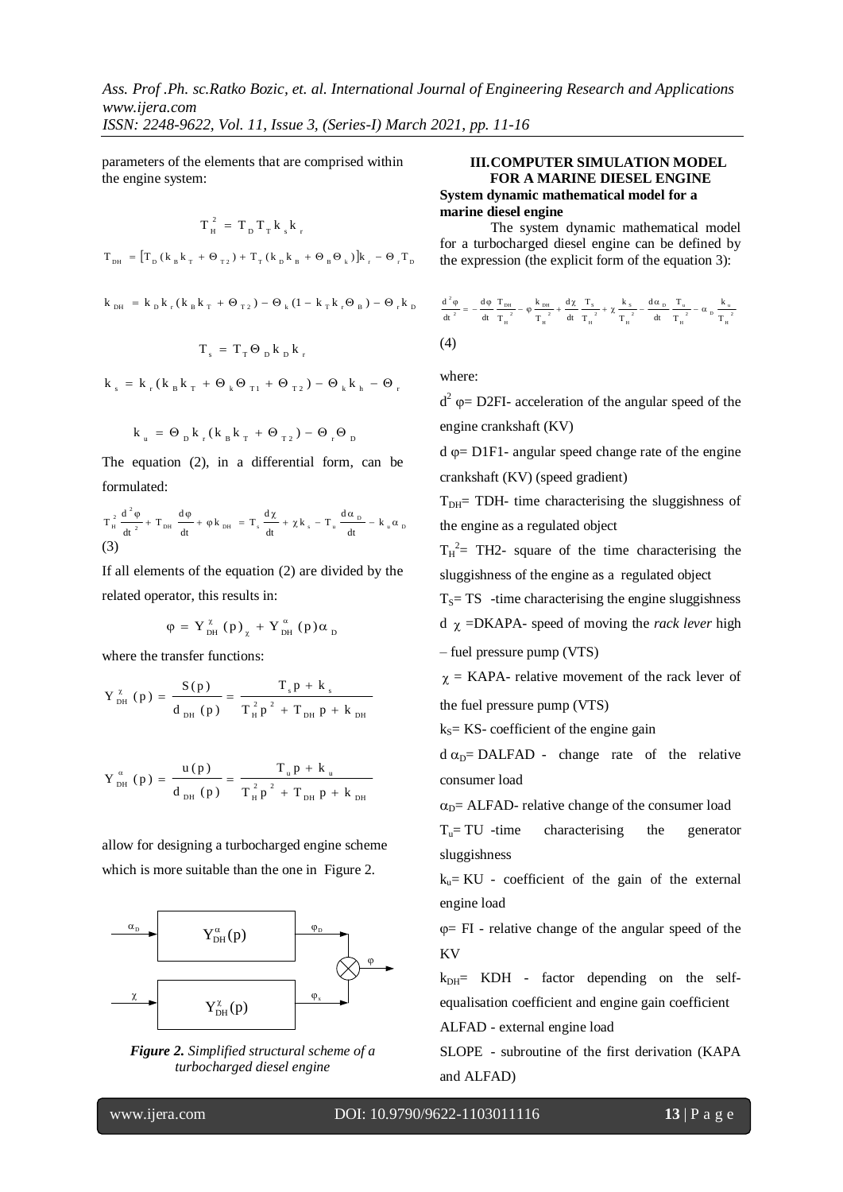parameters of the elements that are comprised within the engine system:

$$T_H^2 = T_D T_T k_s k_r$$

$$T_{DH} = \left[T_D (k_B k_T + \Theta_{T2}) + T_T (k_D k_B + \Theta_B \Theta_k)\right] k_r - \Theta_r T_D$$

$$k_{DH} = k_D k_r (k_B k_T + \Theta_{T2}) - \Theta_k (1 - k_T k_r \Theta_B) - \Theta_r k_D$$

$$T_s = T_T \Theta_D k_D k_r$$

$$k_s = k_r (k_B k_T + \Theta_k \Theta_{T1} + \Theta_{T2}) - \Theta_k k_h - \Theta_r$$

$$k_u = \Theta_D k_r (k_B k_T + \Theta_{T2}) - \Theta_r \Theta_D$$

The equation (2), in a differential form, can be formulated:

$$T_H^2 \frac{d^2\varphi}{dt^2} + T_{DH} \frac{d\varphi}{dt} + \varphi k_{DH} = T_s \frac{d\chi}{dt} + \chi k_s - T_u \frac{d\alpha_D}{dt} - k_u \alpha_D$$
(3)

If all elements of the equation (2) are divided by the related operator, this results in:

$$\varphi = Y_{DH}^{\chi}(p)_{\chi} + Y_{DH}^{\alpha}(p)\alpha_D$$

where the transfer functions:

$$Y_{DH}^{\chi}(p) = \frac{S(p)}{d_{DH}(p)} = \frac{T_s p + k_s}{T_H^2 p^2 + T_{DH} p + k_{DH}}$$

$$Y_{DH}^{\alpha}(p) = \frac{u(p)}{d_{DH}(p)} = \frac{T_u p + k_u}{T_H^2 p^2 + T_{DH} p + k_{DH}}$$

allow for designing a turbocharged engine scheme which is more suitable than the one in Figure 2.

*Figure 2. Simplified structural scheme of a turbocharged diesel engine*

## III. COMPUTER SIMULATION MODEL FOR A MARINE DIESEL ENGINE

**System dynamic mathematical model for a marine diesel engine**

The system dynamic mathematical model for a turbocharged diesel engine can be defined by the expression (the explicit form of the equation 3):

$$\frac{d^2\varphi}{dt^2} = -\frac{d\varphi}{dt}\frac{T_{DH}}{T_H^2} - \varphi\frac{k_{DH}}{T_H^2} + \frac{d\chi}{dt}\frac{T_s}{T_H^2} + \chi\frac{k_s}{T_H^2} - \frac{d\alpha_D}{dt}\frac{T_u}{T_H^2} - \alpha_D\frac{k_u}{T_H^2}$$
(4)

where:

$d^2\varphi$= D2FI- acceleration of the angular speed of the engine crankshaft (KV)

$d\varphi$= D1F1- angular speed change rate of the engine crankshaft (KV) (speed gradient)

$T_{DH}$= TDH- time characterising the sluggishness of the engine as a regulated object

$T_H^2$= TH2- square of the time characterising the sluggishness of the engine as a regulated object

$T_S$= TS -time characterising the engine sluggishness

$d\chi$ =DKAPA- speed of moving the *rack lever* high – fuel pressure pump (VTS)

$\chi$ = KAPA- relative movement of the rack lever of the fuel pressure pump (VTS)

$k_S$= KS- coefficient of the engine gain

$d\alpha_D$= DALFAD - change rate of the relative consumer load

$\alpha_D$= ALFAD- relative change of the consumer load

$T_u$= TU -time characterising the generator sluggishness

$k_u$= KU - coefficient of the gain of the external engine load

$\varphi$= FI - relative change of the angular speed of the KV

$k_{DH}$= KDH - factor depending on the self-equalisation coefficient and engine gain coefficient

ALFAD - external engine load

SLOPE - subroutine of the first derivation (KAPA and ALFAD)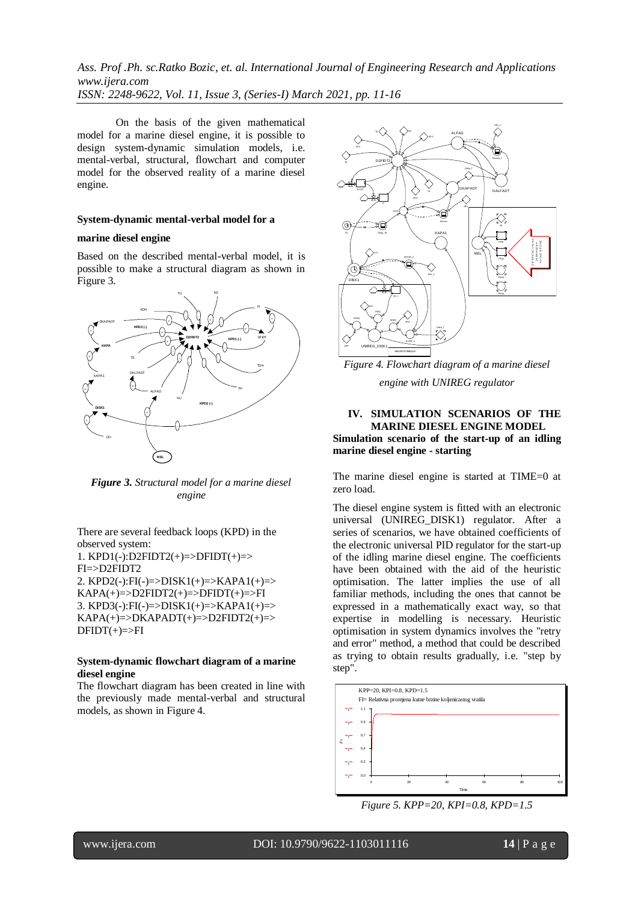On the basis of the given mathematical model for a marine diesel engine, it is possible to design system-dynamic simulation models, i.e. mental-verbal, structural, flowchart and computer model for the observed reality of a marine diesel engine.

**System-dynamic mental-verbal model for a marine diesel engine**

Based on the described mental-verbal model, it is possible to make a structural diagram as shown in Figure 3.

***Figure 3.*** *Structural model for a marine diesel engine*

There are several feedback loops (KPD) in the observed system:

1. KPD1(-):D2FIDT2(+)=>DFIDT(+)=> FI=>D2FIDT2
2. KPD2(-):FI(-)=>DISK1(+)=>KAPA1(+)=> KAPA(+)=>D2FIDT2(+)=>DFIDT(+)=>FI
3. KPD3(-):FI(-)=>DISK1(+)=>KAPA1(+)=> KAPA(+)=>DKAPADT(+)=>D2FIDT2(+)=> DFIDT(+)=>FI

**System-dynamic flowchart diagram of a marine diesel engine**

The flowchart diagram has been created in line with the previously made mental-verbal and structural models, as shown in Figure 4.

*Figure 4. Flowchart diagram of a marine diesel engine with UNIREG regulator*

## IV. SIMULATION SCENARIOS OF THE MARINE DIESEL ENGINE MODEL

**Simulation scenario of the start-up of an idling marine diesel engine - starting**

The marine diesel engine is started at TIME=0 at zero load.

The diesel engine system is fitted with an electronic universal (UNIREG_DISK1) regulator. After a series of scenarios, we have obtained coefficients of the electronic universal PID regulator for the start-up of the idling marine diesel engine. The coefficients have been obtained with the aid of the heuristic optimisation. The latter implies the use of all familiar methods, including the ones that cannot be expressed in a mathematically exact way, so that expertise in modelling is necessary. Heuristic optimisation in system dynamics involves the "retry and error" method, a method that could be described as trying to obtain results gradually, i.e. "step by step".

*Figure 5. KPP=20, KPI=0.8, KPD=1.5*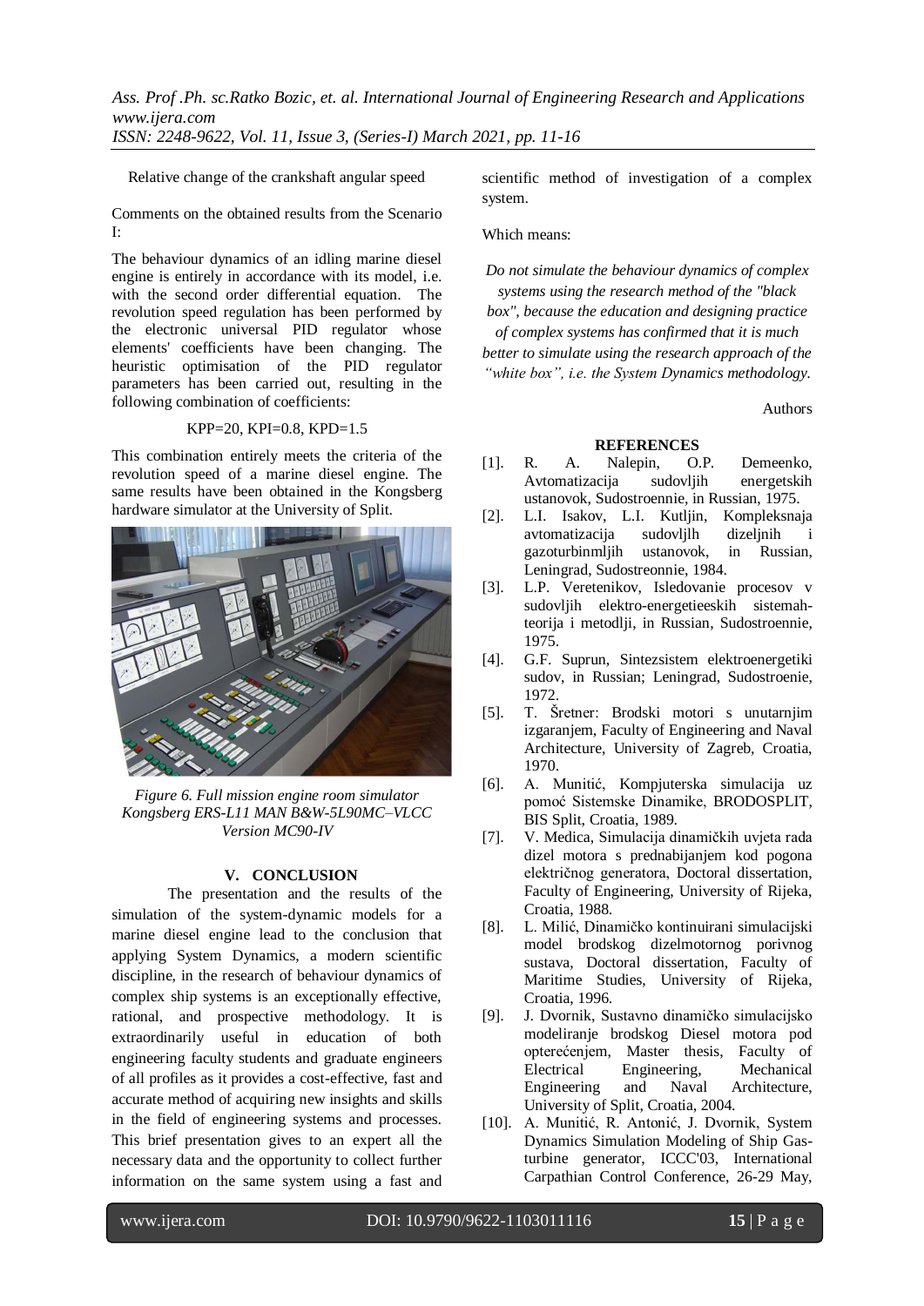Relative change of the crankshaft angular speed

Comments on the obtained results from the Scenario I:

The behaviour dynamics of an idling marine diesel engine is entirely in accordance with its model, i.e. with the second order differential equation. The revolution speed regulation has been performed by the electronic universal PID regulator whose elements' coefficients have been changing. The heuristic optimisation of the PID regulator parameters has been carried out, resulting in the following combination of coefficients:

KPP=20, KPI=0.8, KPD=1.5

This combination entirely meets the criteria of the revolution speed of a marine diesel engine. The same results have been obtained in the Kongsberg hardware simulator at the University of Split.

*Figure 6. Full mission engine room simulator Kongsberg ERS-L11 MAN B&W-5L90MC–VLCC Version MC90-IV*

## V. CONCLUSION

The presentation and the results of the simulation of the system-dynamic models for a marine diesel engine lead to the conclusion that applying System Dynamics, a modern scientific discipline, in the research of behaviour dynamics of complex ship systems is an exceptionally effective, rational, and prospective methodology. It is extraordinarily useful in education of both engineering faculty students and graduate engineers of all profiles as it provides a cost-effective, fast and accurate method of acquiring new insights and skills in the field of engineering systems and processes. This brief presentation gives to an expert all the necessary data and the opportunity to collect further information on the same system using a fast and scientific method of investigation of a complex system.

Which means:

*Do not simulate the behaviour dynamics of complex systems using the research method of the "black box", because the education and designing practice of complex systems has confirmed that it is much better to simulate using the research approach of the "white box", i.e. the System Dynamics methodology.*

Authors

## REFERENCES

[1]. R. A. Nalepin, O.P. Demeenko, Avtomatizacija sudovljih energetskih ustanovok, Sudostroennie, in Russian, 1975.

[2]. L.I. Isakov, L.I. Kutljin, Kompleksnaja avtomatizacija sudovljlh dizeljnih i gazoturbinmljih ustanovok, in Russian, Leningrad, Sudostreonnie, 1984.

[3]. L.P. Veretenikov, Isledovanie procesov v sudovljih elektro-energetieeskih sistemah-teorija i metodlji, in Russian, Sudostroennie, 1975.

[4]. G.F. Suprun, Sintezsistem elektroenergetiki sudov, in Russian; Leningrad, Sudostroenie, 1972.

[5]. T. Šretner: Brodski motori s unutarnjim izgaranjem, Faculty of Engineering and Naval Architecture, University of Zagreb, Croatia, 1970.

[6]. A. Munitić, Kompjuterska simulacija uz pomoć Sistemske Dinamike, BRODOSPLIT, BIS Split, Croatia, 1989.

[7]. V. Medica, Simulacija dinamičkih uvjeta rada dizel motora s prednabijanjem kod pogona električnog generatora, Doctoral dissertation, Faculty of Engineering, University of Rijeka, Croatia, 1988.

[8]. L. Milić, Dinamičko kontinuirani simulacijski model brodskog dizelmotornog porivnog sustava, Doctoral dissertation, Faculty of Maritime Studies, University of Rijeka, Croatia, 1996.

[9]. J. Dvornik, Sustavno dinamičko simulacijsko modeliranje brodskog Diesel motora pod opterećenjem, Master thesis, Faculty of Electrical Engineering, Mechanical Engineering and Naval Architecture, University of Split, Croatia, 2004.

[10]. A. Munitić, R. Antonić, J. Dvornik, System Dynamics Simulation Modeling of Ship Gas-turbine generator, ICCC'03, International Carpathian Control Conference, 26-29 May,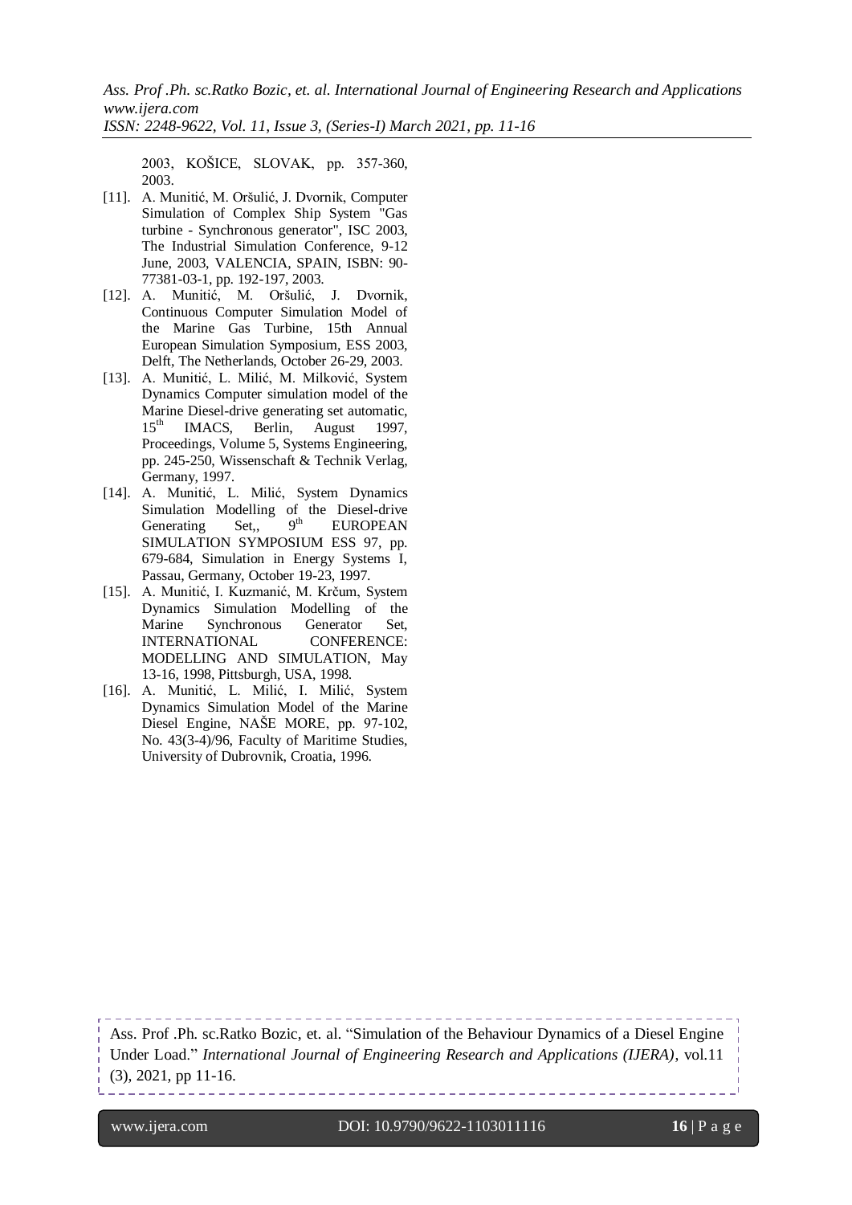2003, KOŠICE, SLOVAK, pp. 357-360, 2003.

[11]. A. Munitić, M. Oršulić, J. Dvornik, Computer Simulation of Complex Ship System "Gas turbine - Synchronous generator", ISC 2003, The Industrial Simulation Conference, 9-12 June, 2003, VALENCIA, SPAIN, ISBN: 90-77381-03-1, pp. 192-197, 2003.

[12]. A. Munitić, M. Oršulić, J. Dvornik, Continuous Computer Simulation Model of the Marine Gas Turbine, 15th Annual European Simulation Symposium, ESS 2003, Delft, The Netherlands, October 26-29, 2003.

[13]. A. Munitić, L. Milić, M. Milković, System Dynamics Computer simulation model of the Marine Diesel-drive generating set automatic, 15th IMACS, Berlin, August 1997, Proceedings, Volume 5, Systems Engineering, pp. 245-250, Wissenschaft & Technik Verlag, Germany, 1997.

[14]. A. Munitić, L. Milić, System Dynamics Simulation Modelling of the Diesel-drive Generating Set,, 9th EUROPEAN SIMULATION SYMPOSIUM ESS 97, pp. 679-684, Simulation in Energy Systems I, Passau, Germany, October 19-23, 1997.

[15]. A. Munitić, I. Kuzmanić, M. Krčum, System Dynamics Simulation Modelling of the Marine Synchronous Generator Set, INTERNATIONAL CONFERENCE: MODELLING AND SIMULATION, May 13-16, 1998, Pittsburgh, USA, 1998.

[16]. A. Munitić, L. Milić, I. Milić, System Dynamics Simulation Model of the Marine Diesel Engine, NAŠE MORE, pp. 97-102, No. 43(3-4)/96, Faculty of Maritime Studies, University of Dubrovnik, Croatia, 1996.

Ass. Prof .Ph. sc.Ratko Bozic, et. al. "Simulation of the Behaviour Dynamics of a Diesel Engine Under Load." *International Journal of Engineering Research and Applications (IJERA)*, vol.11 (3), 2021, pp 11-16.